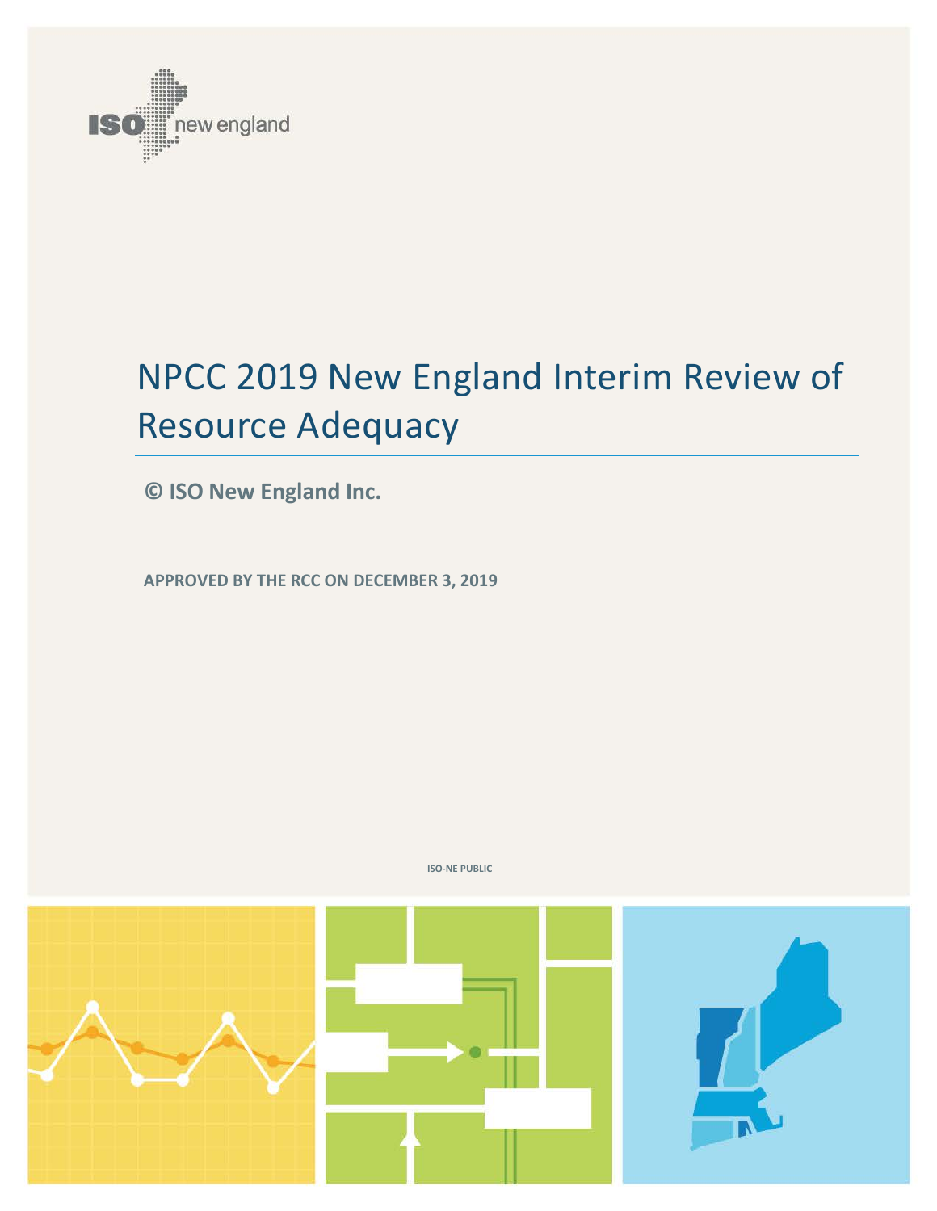# NPCC 2019 New England Interim Review of Resource Adequacy

**© ISO New England Inc.**

**APPROVED BY THE RCC ON DECEMBER 3, 2019**

ISO-NE PUBLIC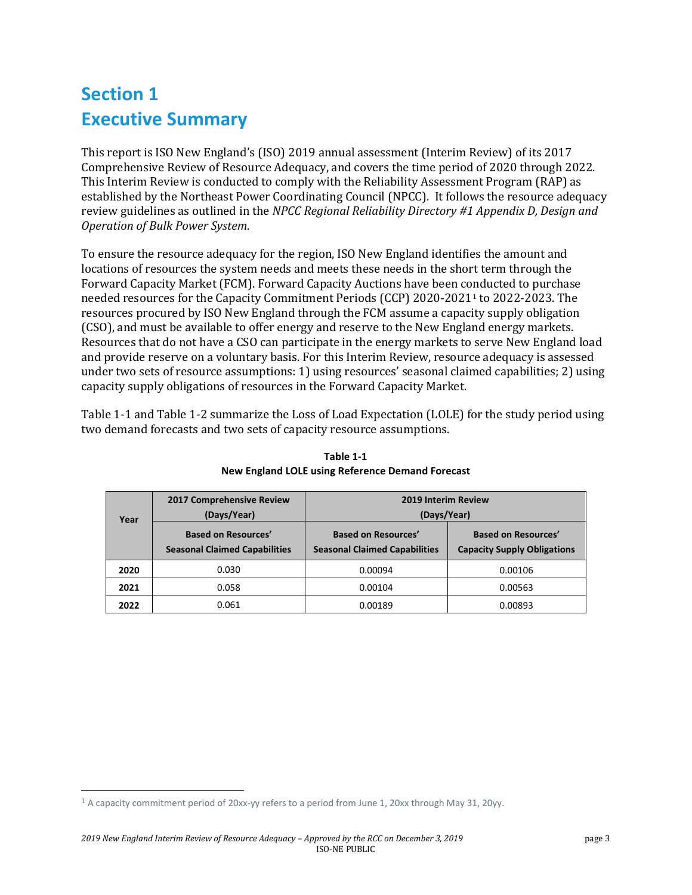# Section 1
# Executive Summary

This report is ISO New England's (ISO) 2019 annual assessment (Interim Review) of its 2017 Comprehensive Review of Resource Adequacy, and covers the time period of 2020 through 2022. This Interim Review is conducted to comply with the Reliability Assessment Program (RAP) as established by the Northeast Power Coordinating Council (NPCC). It follows the resource adequacy review guidelines as outlined in the *NPCC Regional Reliability Directory #1 Appendix D, Design and Operation of Bulk Power System*.

To ensure the resource adequacy for the region, ISO New England identifies the amount and locations of resources the system needs and meets these needs in the short term through the Forward Capacity Market (FCM). Forward Capacity Auctions have been conducted to purchase needed resources for the Capacity Commitment Periods (CCP) 2020-2021[1] to 2022-2023. The resources procured by ISO New England through the FCM assume a capacity supply obligation (CSO), and must be available to offer energy and reserve to the New England energy markets. Resources that do not have a CSO can participate in the energy markets to serve New England load and provide reserve on a voluntary basis. For this Interim Review, resource adequacy is assessed under two sets of resource assumptions: 1) using resources' seasonal claimed capabilities; 2) using capacity supply obligations of resources in the Forward Capacity Market.

Table 1-1 and Table 1-2 summarize the Loss of Load Expectation (LOLE) for the study period using two demand forecasts and two sets of capacity resource assumptions.

**Table 1-1**
**New England LOLE using Reference Demand Forecast**

| Year | 2017 Comprehensive Review (Days/Year) | 2019 Interim Review (Days/Year) | |
|---|---|---|---|
| | Based on Resources' Seasonal Claimed Capabilities | Based on Resources' Seasonal Claimed Capabilities | Based on Resources' Capacity Supply Obligations |
| **2020** | 0.030 | 0.00094 | 0.00106 |
| **2021** | 0.058 | 0.00104 | 0.00563 |
| **2022** | 0.061 | 0.00189 | 0.00893 |

[1] A capacity commitment period of 20xx-yy refers to a period from June 1, 20xx through May 31, 20yy.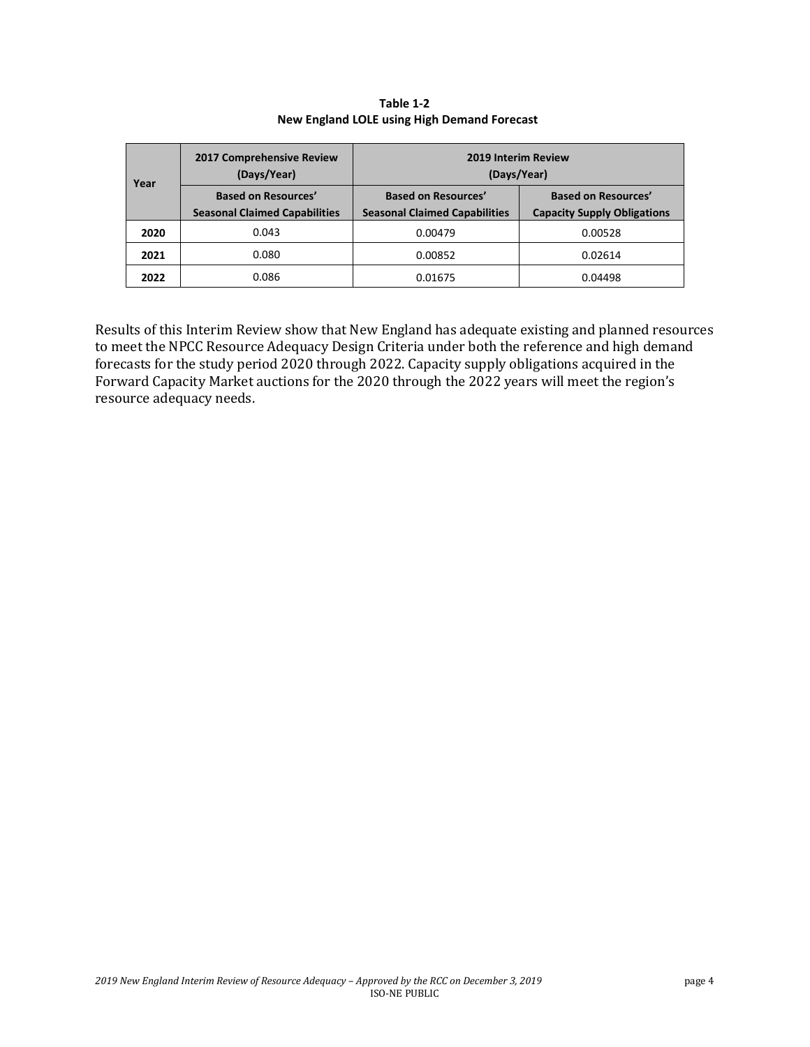**Table 1-2**
**New England LOLE using High Demand Forecast**

| Year | 2017 Comprehensive Review (Days/Year) | 2019 Interim Review (Days/Year) | |
|---|---|---|---|
| | Based on Resources' Seasonal Claimed Capabilities | Based on Resources' Seasonal Claimed Capabilities | Based on Resources' Capacity Supply Obligations |
| **2020** | 0.043 | 0.00479 | 0.00528 |
| **2021** | 0.080 | 0.00852 | 0.02614 |
| **2022** | 0.086 | 0.01675 | 0.04498 |

Results of this Interim Review show that New England has adequate existing and planned resources to meet the NPCC Resource Adequacy Design Criteria under both the reference and high demand forecasts for the study period 2020 through 2022. Capacity supply obligations acquired in the Forward Capacity Market auctions for the 2020 through the 2022 years will meet the region's resource adequacy needs.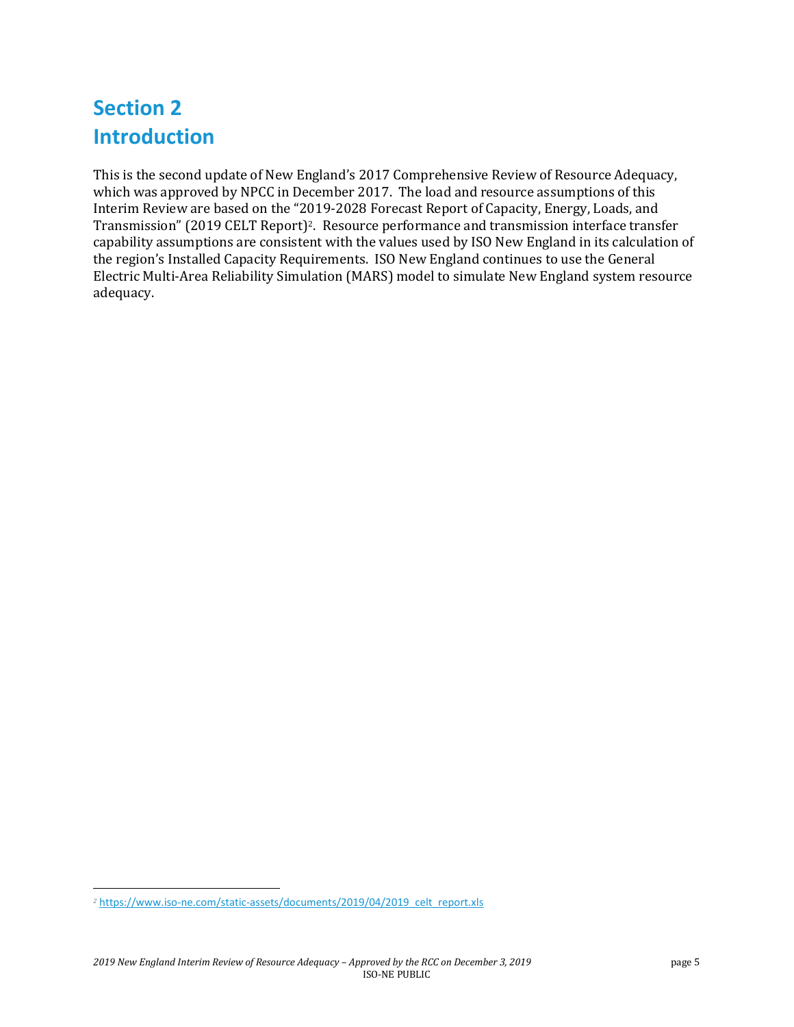# Section 2
# Introduction

This is the second update of New England's 2017 Comprehensive Review of Resource Adequacy, which was approved by NPCC in December 2017. The load and resource assumptions of this Interim Review are based on the "2019-2028 Forecast Report of Capacity, Energy, Loads, and Transmission" (2019 CELT Report)[2]. Resource performance and transmission interface transfer capability assumptions are consistent with the values used by ISO New England in its calculation of the region's Installed Capacity Requirements. ISO New England continues to use the General Electric Multi-Area Reliability Simulation (MARS) model to simulate New England system resource adequacy.

[2] https://www.iso-ne.com/static-assets/documents/2019/04/2019_celt_report.xls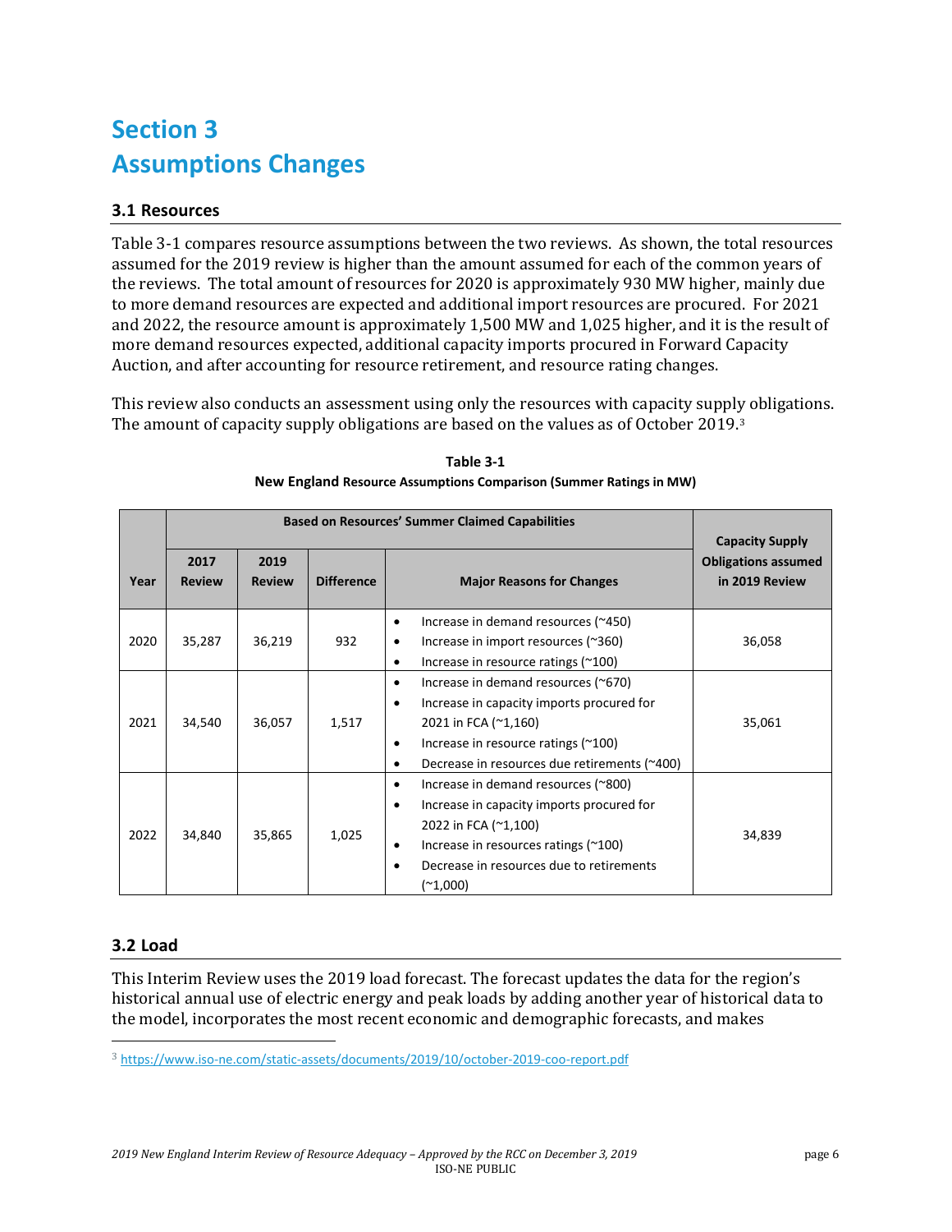# Section 3
# Assumptions Changes

## 3.1 Resources

Table 3-1 compares resource assumptions between the two reviews. As shown, the total resources assumed for the 2019 review is higher than the amount assumed for each of the common years of the reviews. The total amount of resources for 2020 is approximately 930 MW higher, mainly due to more demand resources are expected and additional import resources are procured. For 2021 and 2022, the resource amount is approximately 1,500 MW and 1,025 higher, and it is the result of more demand resources expected, additional capacity imports procured in Forward Capacity Auction, and after accounting for resource retirement, and resource rating changes.

This review also conducts an assessment using only the resources with capacity supply obligations. The amount of capacity supply obligations are based on the values as of October 2019.[3]

**Table 3-1**
**New England Resource Assumptions Comparison (Summer Ratings in MW)**

| Year | Based on Resources' Summer Claimed Capabilities | | | | Capacity Supply Obligations assumed in 2019 Review |
|---|---|---|---|---|---|
| | 2017 Review | 2019 Review | Difference | Major Reasons for Changes | |
| 2020 | 35,287 | 36,219 | 932 | • Increase in demand resources (~450)<br>• Increase in import resources (~360)<br>• Increase in resource ratings (~100) | 36,058 |
| 2021 | 34,540 | 36,057 | 1,517 | • Increase in demand resources (~670)<br>• Increase in capacity imports procured for 2021 in FCA (~1,160)<br>• Increase in resource ratings (~100)<br>• Decrease in resources due retirements (~400) | 35,061 |
| 2022 | 34,840 | 35,865 | 1,025 | • Increase in demand resources (~800)<br>• Increase in capacity imports procured for 2022 in FCA (~1,100)<br>• Increase in resources ratings (~100)<br>• Decrease in resources due to retirements (~1,000) | 34,839 |

## 3.2 Load

This Interim Review uses the 2019 load forecast. The forecast updates the data for the region's historical annual use of electric energy and peak loads by adding another year of historical data to the model, incorporates the most recent economic and demographic forecasts, and makes

[3] https://www.iso-ne.com/static-assets/documents/2019/10/october-2019-coo-report.pdf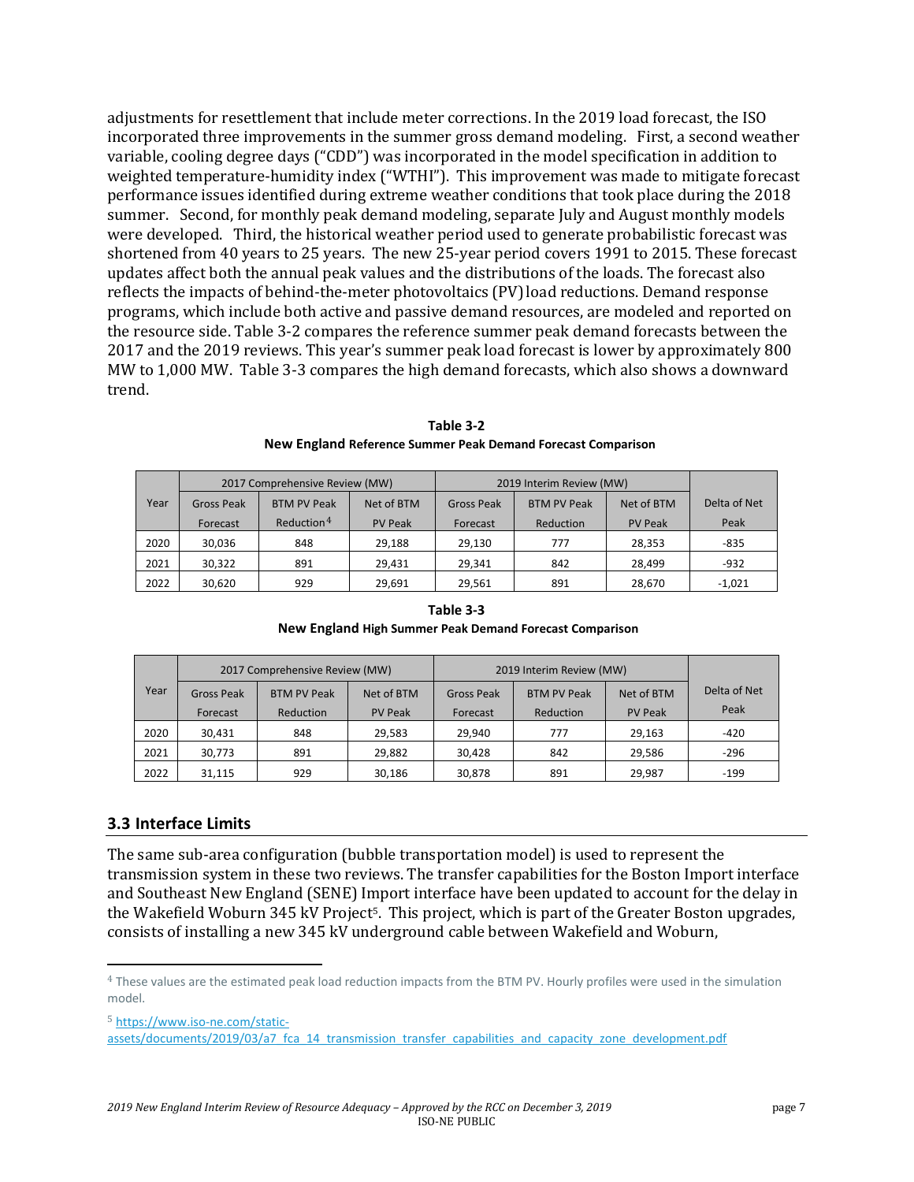adjustments for resettlement that include meter corrections. In the 2019 load forecast, the ISO incorporated three improvements in the summer gross demand modeling. First, a second weather variable, cooling degree days ("CDD") was incorporated in the model specification in addition to weighted temperature-humidity index ("WTHI"). This improvement was made to mitigate forecast performance issues identified during extreme weather conditions that took place during the 2018 summer. Second, for monthly peak demand modeling, separate July and August monthly models were developed. Third, the historical weather period used to generate probabilistic forecast was shortened from 40 years to 25 years. The new 25-year period covers 1991 to 2015. These forecast updates affect both the annual peak values and the distributions of the loads. The forecast also reflects the impacts of behind-the-meter photovoltaics (PV) load reductions. Demand response programs, which include both active and passive demand resources, are modeled and reported on the resource side. Table 3-2 compares the reference summer peak demand forecasts between the 2017 and the 2019 reviews. This year's summer peak load forecast is lower by approximately 800 MW to 1,000 MW. Table 3-3 compares the high demand forecasts, which also shows a downward trend.

**Table 3-2**
**New England Reference Summer Peak Demand Forecast Comparison**

| Year | 2017 Comprehensive Review (MW) | | | 2019 Interim Review (MW) | | | Delta of Net Peak |
|---|---|---|---|---|---|---|---|
| | Gross Peak Forecast | BTM PV Peak Reduction[4] | Net of BTM PV Peak | Gross Peak Forecast | BTM PV Peak Reduction | Net of BTM PV Peak | |
| 2020 | 30,036 | 848 | 29,188 | 29,130 | 777 | 28,353 | -835 |
| 2021 | 30,322 | 891 | 29,431 | 29,341 | 842 | 28,499 | -932 |
| 2022 | 30,620 | 929 | 29,691 | 29,561 | 891 | 28,670 | -1,021 |

**Table 3-3**
**New England High Summer Peak Demand Forecast Comparison**

| Year | 2017 Comprehensive Review (MW) | | | 2019 Interim Review (MW) | | | Delta of Net Peak |
|---|---|---|---|---|---|---|---|
| | Gross Peak Forecast | BTM PV Peak Reduction | Net of BTM PV Peak | Gross Peak Forecast | BTM PV Peak Reduction | Net of BTM PV Peak | |
| 2020 | 30,431 | 848 | 29,583 | 29,940 | 777 | 29,163 | -420 |
| 2021 | 30,773 | 891 | 29,882 | 30,428 | 842 | 29,586 | -296 |
| 2022 | 31,115 | 929 | 30,186 | 30,878 | 891 | 29,987 | -199 |

## 3.3 Interface Limits

The same sub-area configuration (bubble transportation model) is used to represent the transmission system in these two reviews. The transfer capabilities for the Boston Import interface and Southeast New England (SENE) Import interface have been updated to account for the delay in the Wakefield Woburn 345 kV Project[5]. This project, which is part of the Greater Boston upgrades, consists of installing a new 345 kV underground cable between Wakefield and Woburn,

[4] These values are the estimated peak load reduction impacts from the BTM PV. Hourly profiles were used in the simulation model.

[5] https://www.iso-ne.com/static-assets/documents/2019/03/a7_fca_14_transmission_transfer_capabilities_and_capacity_zone_development.pdf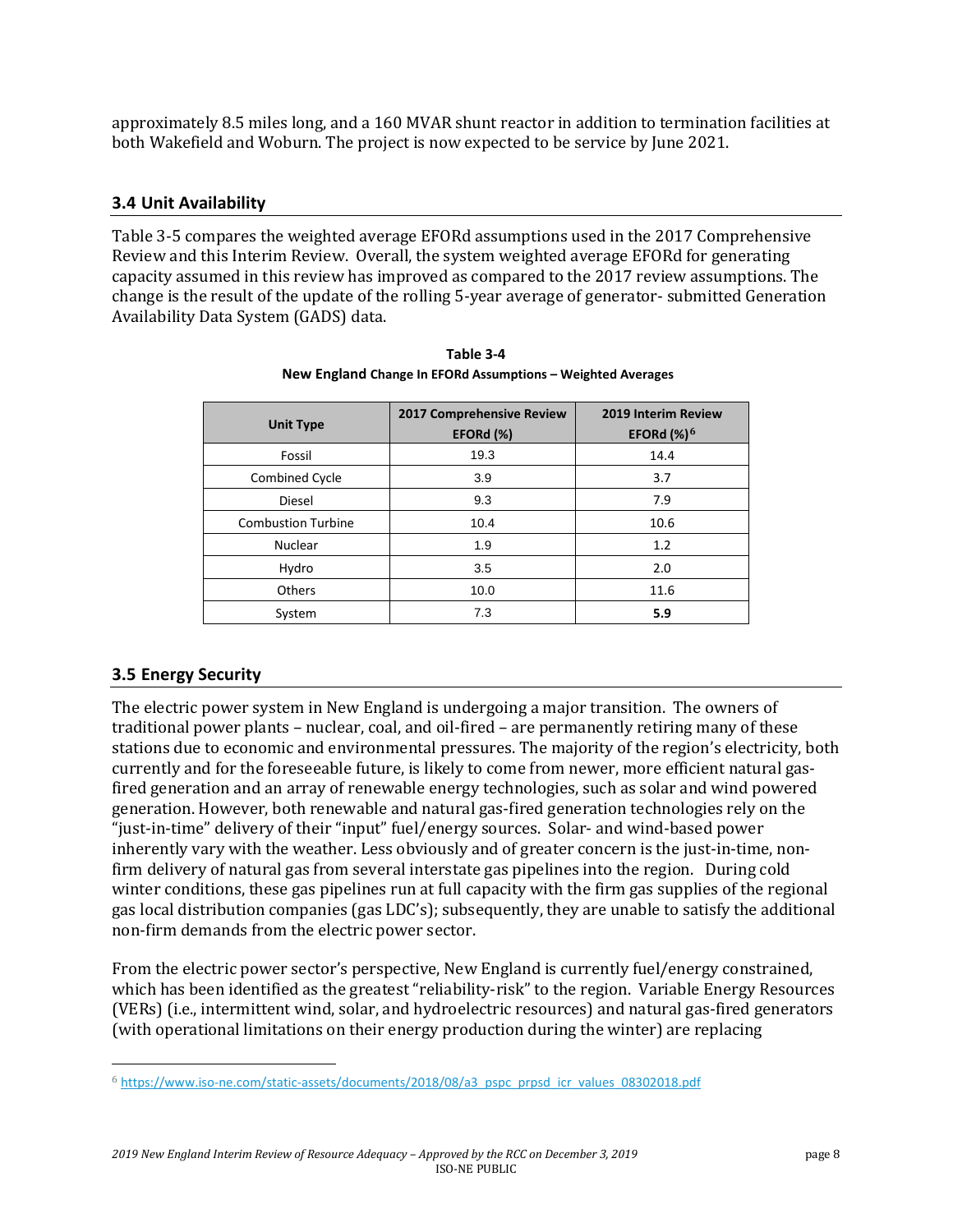approximately 8.5 miles long, and a 160 MVAR shunt reactor in addition to termination facilities at both Wakefield and Woburn. The project is now expected to be service by June 2021.

### 3.4 Unit Availability

Table 3-5 compares the weighted average EFORd assumptions used in the 2017 Comprehensive Review and this Interim Review. Overall, the system weighted average EFORd for generating capacity assumed in this review has improved as compared to the 2017 review assumptions. The change is the result of the update of the rolling 5-year average of generator- submitted Generation Availability Data System (GADS) data.

**Table 3-4**
**New England Change In EFORd Assumptions – Weighted Averages**

| Unit Type | 2017 Comprehensive Review EFORd (%) | 2019 Interim Review EFORd (%)[6] |
|---|---|---|
| Fossil | 19.3 | 14.4 |
| Combined Cycle | 3.9 | 3.7 |
| Diesel | 9.3 | 7.9 |
| Combustion Turbine | 10.4 | 10.6 |
| Nuclear | 1.9 | 1.2 |
| Hydro | 3.5 | 2.0 |
| Others | 10.0 | 11.6 |
| System | 7.3 | **5.9** |

### 3.5 Energy Security

The electric power system in New England is undergoing a major transition. The owners of traditional power plants – nuclear, coal, and oil-fired – are permanently retiring many of these stations due to economic and environmental pressures. The majority of the region's electricity, both currently and for the foreseeable future, is likely to come from newer, more efficient natural gas-fired generation and an array of renewable energy technologies, such as solar and wind powered generation. However, both renewable and natural gas-fired generation technologies rely on the "just-in-time" delivery of their "input" fuel/energy sources. Solar- and wind-based power inherently vary with the weather. Less obviously and of greater concern is the just-in-time, non-firm delivery of natural gas from several interstate gas pipelines into the region. During cold winter conditions, these gas pipelines run at full capacity with the firm gas supplies of the regional gas local distribution companies (gas LDC's); subsequently, they are unable to satisfy the additional non-firm demands from the electric power sector.

From the electric power sector's perspective, New England is currently fuel/energy constrained, which has been identified as the greatest "reliability-risk" to the region. Variable Energy Resources (VERs) (i.e., intermittent wind, solar, and hydroelectric resources) and natural gas-fired generators (with operational limitations on their energy production during the winter) are replacing

[6] https://www.iso-ne.com/static-assets/documents/2018/08/a3_pspc_prpsd_icr_values_08302018.pdf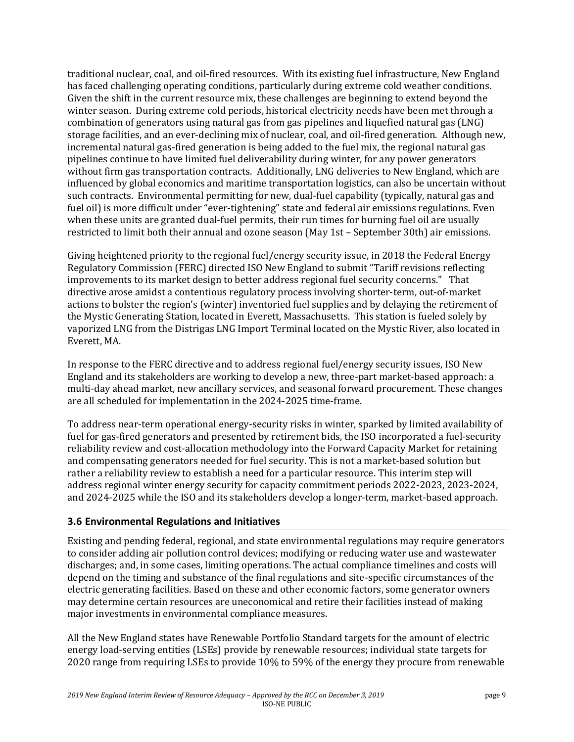traditional nuclear, coal, and oil-fired resources. With its existing fuel infrastructure, New England has faced challenging operating conditions, particularly during extreme cold weather conditions. Given the shift in the current resource mix, these challenges are beginning to extend beyond the winter season. During extreme cold periods, historical electricity needs have been met through a combination of generators using natural gas from gas pipelines and liquefied natural gas (LNG) storage facilities, and an ever-declining mix of nuclear, coal, and oil-fired generation. Although new, incremental natural gas-fired generation is being added to the fuel mix, the regional natural gas pipelines continue to have limited fuel deliverability during winter, for any power generators without firm gas transportation contracts. Additionally, LNG deliveries to New England, which are influenced by global economics and maritime transportation logistics, can also be uncertain without such contracts. Environmental permitting for new, dual-fuel capability (typically, natural gas and fuel oil) is more difficult under "ever-tightening" state and federal air emissions regulations. Even when these units are granted dual-fuel permits, their run times for burning fuel oil are usually restricted to limit both their annual and ozone season (May 1st – September 30th) air emissions.

Giving heightened priority to the regional fuel/energy security issue, in 2018 the Federal Energy Regulatory Commission (FERC) directed ISO New England to submit "Tariff revisions reflecting improvements to its market design to better address regional fuel security concerns." That directive arose amidst a contentious regulatory process involving shorter-term, out-of-market actions to bolster the region's (winter) inventoried fuel supplies and by delaying the retirement of the Mystic Generating Station, located in Everett, Massachusetts. This station is fueled solely by vaporized LNG from the Distrigas LNG Import Terminal located on the Mystic River, also located in Everett, MA.

In response to the FERC directive and to address regional fuel/energy security issues, ISO New England and its stakeholders are working to develop a new, three-part market-based approach: a multi-day ahead market, new ancillary services, and seasonal forward procurement. These changes are all scheduled for implementation in the 2024-2025 time-frame.

To address near-term operational energy-security risks in winter, sparked by limited availability of fuel for gas-fired generators and presented by retirement bids, the ISO incorporated a fuel-security reliability review and cost-allocation methodology into the Forward Capacity Market for retaining and compensating generators needed for fuel security. This is not a market-based solution but rather a reliability review to establish a need for a particular resource. This interim step will address regional winter energy security for capacity commitment periods 2022-2023, 2023-2024, and 2024-2025 while the ISO and its stakeholders develop a longer-term, market-based approach.

### 3.6 Environmental Regulations and Initiatives

Existing and pending federal, regional, and state environmental regulations may require generators to consider adding air pollution control devices; modifying or reducing water use and wastewater discharges; and, in some cases, limiting operations. The actual compliance timelines and costs will depend on the timing and substance of the final regulations and site-specific circumstances of the electric generating facilities. Based on these and other economic factors, some generator owners may determine certain resources are uneconomical and retire their facilities instead of making major investments in environmental compliance measures.

All the New England states have Renewable Portfolio Standard targets for the amount of electric energy load-serving entities (LSEs) provide by renewable resources; individual state targets for 2020 range from requiring LSEs to provide 10% to 59% of the energy they procure from renewable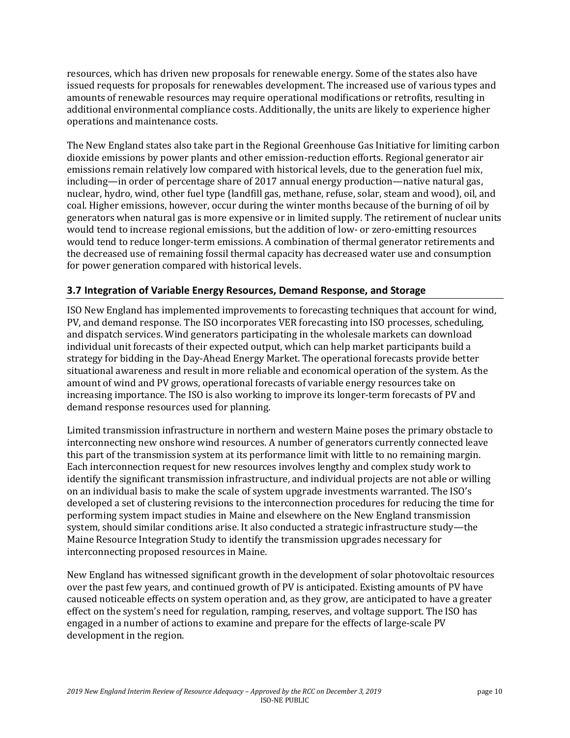resources, which has driven new proposals for renewable energy. Some of the states also have issued requests for proposals for renewables development. The increased use of various types and amounts of renewable resources may require operational modifications or retrofits, resulting in additional environmental compliance costs. Additionally, the units are likely to experience higher operations and maintenance costs.

The New England states also take part in the Regional Greenhouse Gas Initiative for limiting carbon dioxide emissions by power plants and other emission-reduction efforts. Regional generator air emissions remain relatively low compared with historical levels, due to the generation fuel mix, including—in order of percentage share of 2017 annual energy production—native natural gas, nuclear, hydro, wind, other fuel type (landfill gas, methane, refuse, solar, steam and wood), oil, and coal. Higher emissions, however, occur during the winter months because of the burning of oil by generators when natural gas is more expensive or in limited supply. The retirement of nuclear units would tend to increase regional emissions, but the addition of low- or zero-emitting resources would tend to reduce longer-term emissions. A combination of thermal generator retirements and the decreased use of remaining fossil thermal capacity has decreased water use and consumption for power generation compared with historical levels.

### 3.7 Integration of Variable Energy Resources, Demand Response, and Storage

ISO New England has implemented improvements to forecasting techniques that account for wind, PV, and demand response. The ISO incorporates VER forecasting into ISO processes, scheduling, and dispatch services. Wind generators participating in the wholesale markets can download individual unit forecasts of their expected output, which can help market participants build a strategy for bidding in the Day-Ahead Energy Market. The operational forecasts provide better situational awareness and result in more reliable and economical operation of the system. As the amount of wind and PV grows, operational forecasts of variable energy resources take on increasing importance. The ISO is also working to improve its longer-term forecasts of PV and demand response resources used for planning.

Limited transmission infrastructure in northern and western Maine poses the primary obstacle to interconnecting new onshore wind resources. A number of generators currently connected leave this part of the transmission system at its performance limit with little to no remaining margin. Each interconnection request for new resources involves lengthy and complex study work to identify the significant transmission infrastructure, and individual projects are not able or willing on an individual basis to make the scale of system upgrade investments warranted. The ISO's developed a set of clustering revisions to the interconnection procedures for reducing the time for performing system impact studies in Maine and elsewhere on the New England transmission system, should similar conditions arise. It also conducted a strategic infrastructure study—the Maine Resource Integration Study to identify the transmission upgrades necessary for interconnecting proposed resources in Maine.

New England has witnessed significant growth in the development of solar photovoltaic resources over the past few years, and continued growth of PV is anticipated. Existing amounts of PV have caused noticeable effects on system operation and, as they grow, are anticipated to have a greater effect on the system's need for regulation, ramping, reserves, and voltage support. The ISO has engaged in a number of actions to examine and prepare for the effects of large-scale PV development in the region.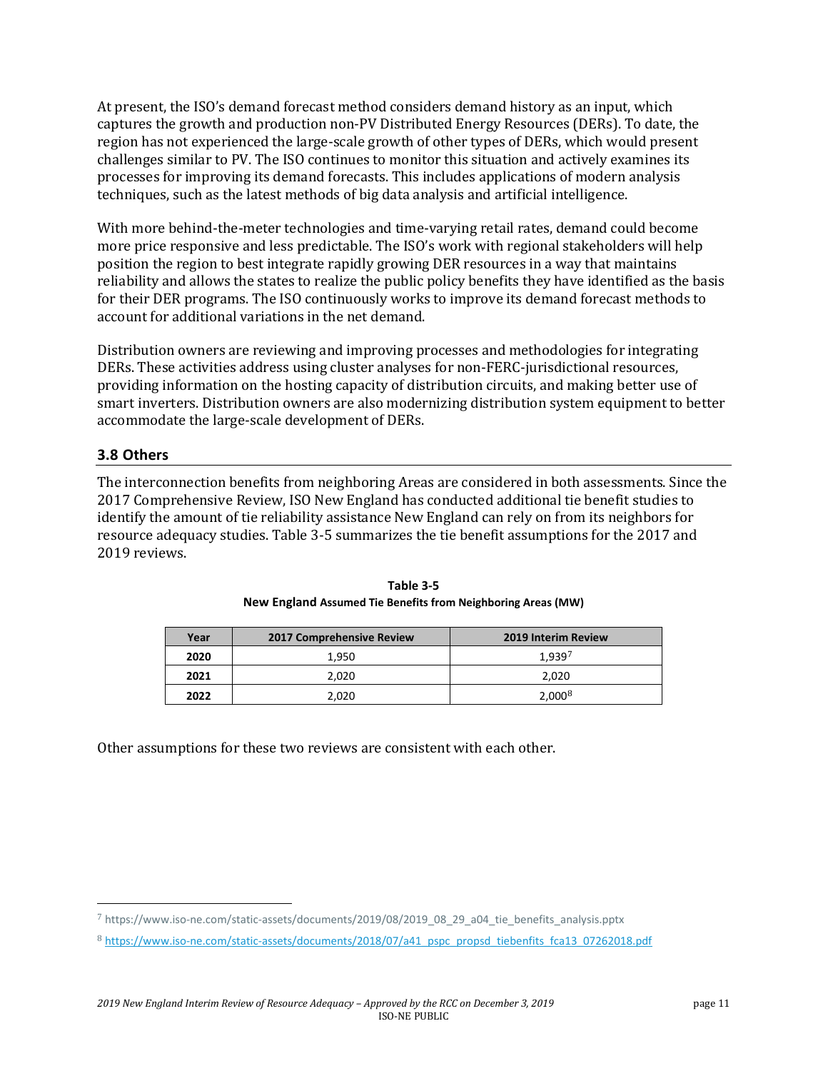At present, the ISO's demand forecast method considers demand history as an input, which captures the growth and production non-PV Distributed Energy Resources (DERs). To date, the region has not experienced the large-scale growth of other types of DERs, which would present challenges similar to PV. The ISO continues to monitor this situation and actively examines its processes for improving its demand forecasts. This includes applications of modern analysis techniques, such as the latest methods of big data analysis and artificial intelligence.

With more behind-the-meter technologies and time-varying retail rates, demand could become more price responsive and less predictable. The ISO's work with regional stakeholders will help position the region to best integrate rapidly growing DER resources in a way that maintains reliability and allows the states to realize the public policy benefits they have identified as the basis for their DER programs. The ISO continuously works to improve its demand forecast methods to account for additional variations in the net demand.

Distribution owners are reviewing and improving processes and methodologies for integrating DERs. These activities address using cluster analyses for non-FERC-jurisdictional resources, providing information on the hosting capacity of distribution circuits, and making better use of smart inverters. Distribution owners are also modernizing distribution system equipment to better accommodate the large-scale development of DERs.

## 3.8 Others

The interconnection benefits from neighboring Areas are considered in both assessments. Since the 2017 Comprehensive Review, ISO New England has conducted additional tie benefit studies to identify the amount of tie reliability assistance New England can rely on from its neighbors for resource adequacy studies. Table 3-5 summarizes the tie benefit assumptions for the 2017 and 2019 reviews.

**Table 3-5**
**New England Assumed Tie Benefits from Neighboring Areas (MW)**

| Year | 2017 Comprehensive Review | 2019 Interim Review |
|---|---|---|
| **2020** | 1,950 | 1,939[7] |
| **2021** | 2,020 | 2,020 |
| **2022** | 2,020 | 2,000[8] |

Other assumptions for these two reviews are consistent with each other.

---

[7] https://www.iso-ne.com/static-assets/documents/2019/08/2019_08_29_a04_tie_benefits_analysis.pptx

[8] https://www.iso-ne.com/static-assets/documents/2018/07/a41_pspc_propsd_tiebenfits_fca13_07262018.pdf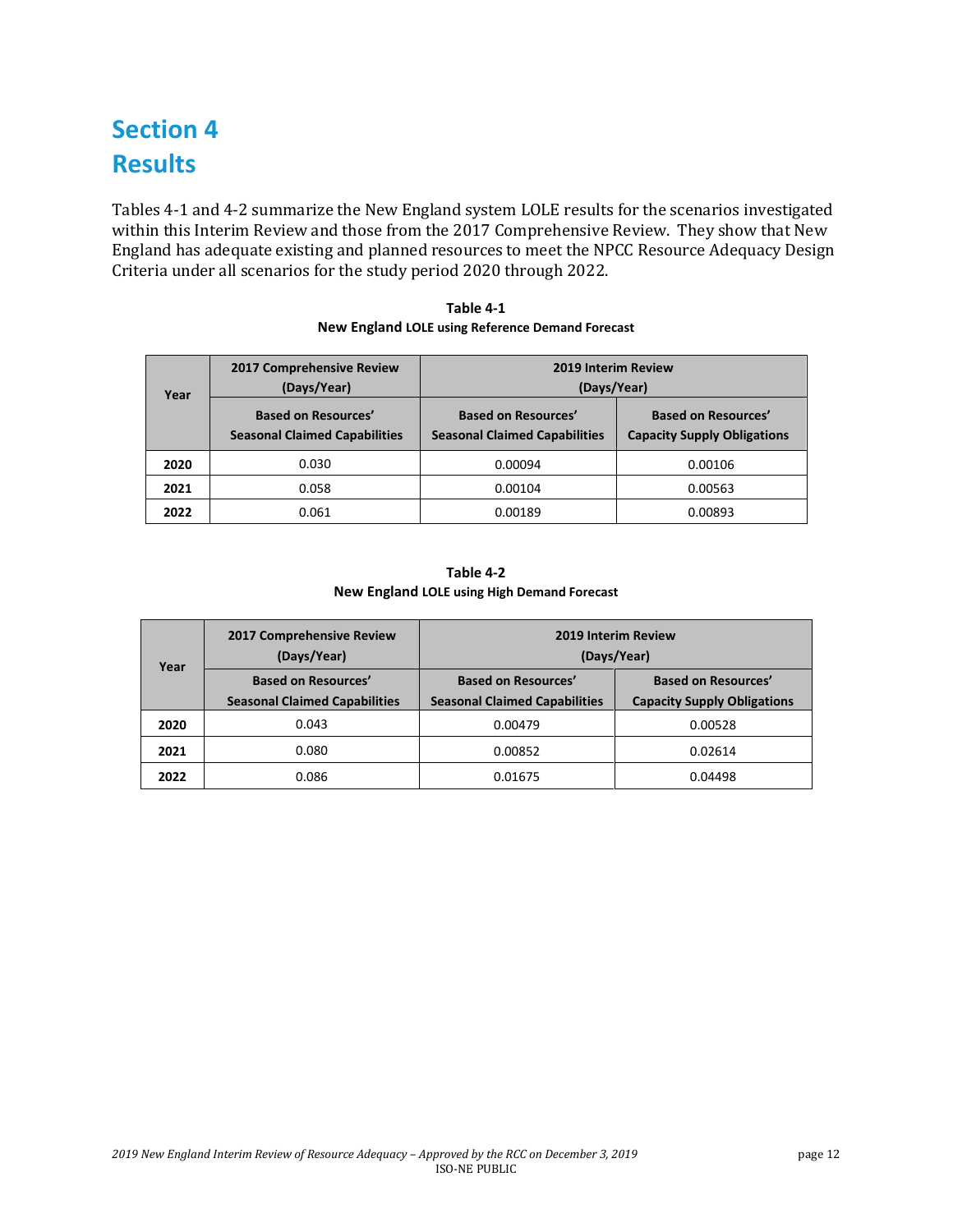# Section 4
# Results

Tables 4-1 and 4-2 summarize the New England system LOLE results for the scenarios investigated within this Interim Review and those from the 2017 Comprehensive Review. They show that New England has adequate existing and planned resources to meet the NPCC Resource Adequacy Design Criteria under all scenarios for the study period 2020 through 2022.

**Table 4-1**
**New England LOLE using Reference Demand Forecast**

| Year | 2017 Comprehensive Review (Days/Year) | 2019 Interim Review (Days/Year) | |
|---|---|---|---|
| | Based on Resources' Seasonal Claimed Capabilities | Based on Resources' Seasonal Claimed Capabilities | Based on Resources' Capacity Supply Obligations |
| **2020** | 0.030 | 0.00094 | 0.00106 |
| **2021** | 0.058 | 0.00104 | 0.00563 |
| **2022** | 0.061 | 0.00189 | 0.00893 |

**Table 4-2**
**New England LOLE using High Demand Forecast**

| Year | 2017 Comprehensive Review (Days/Year) | 2019 Interim Review (Days/Year) | |
|---|---|---|---|
| | Based on Resources' Seasonal Claimed Capabilities | Based on Resources' Seasonal Claimed Capabilities | Based on Resources' Capacity Supply Obligations |
| **2020** | 0.043 | 0.00479 | 0.00528 |
| **2021** | 0.080 | 0.00852 | 0.02614 |
| **2022** | 0.086 | 0.01675 | 0.04498 |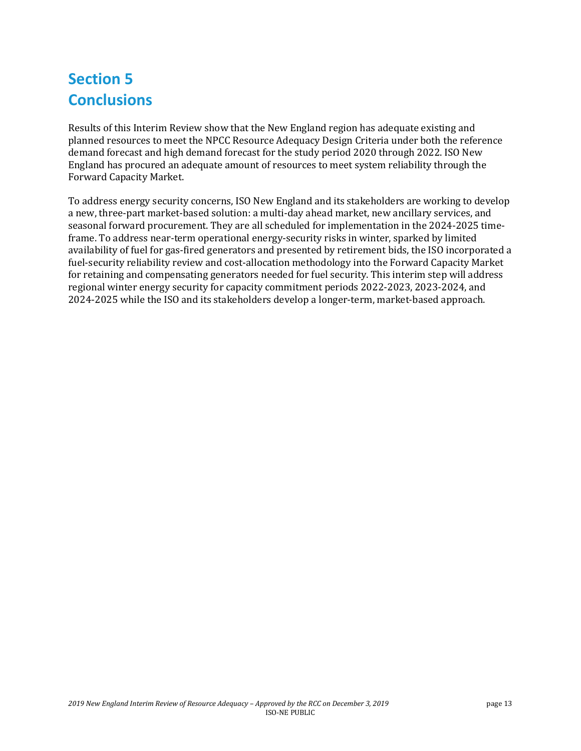# Section 5
# Conclusions

Results of this Interim Review show that the New England region has adequate existing and planned resources to meet the NPCC Resource Adequacy Design Criteria under both the reference demand forecast and high demand forecast for the study period 2020 through 2022. ISO New England has procured an adequate amount of resources to meet system reliability through the Forward Capacity Market.

To address energy security concerns, ISO New England and its stakeholders are working to develop a new, three-part market-based solution: a multi-day ahead market, new ancillary services, and seasonal forward procurement. They are all scheduled for implementation in the 2024-2025 time-frame. To address near-term operational energy-security risks in winter, sparked by limited availability of fuel for gas-fired generators and presented by retirement bids, the ISO incorporated a fuel-security reliability review and cost-allocation methodology into the Forward Capacity Market for retaining and compensating generators needed for fuel security. This interim step will address regional winter energy security for capacity commitment periods 2022-2023, 2023-2024, and 2024-2025 while the ISO and its stakeholders develop a longer-term, market-based approach.